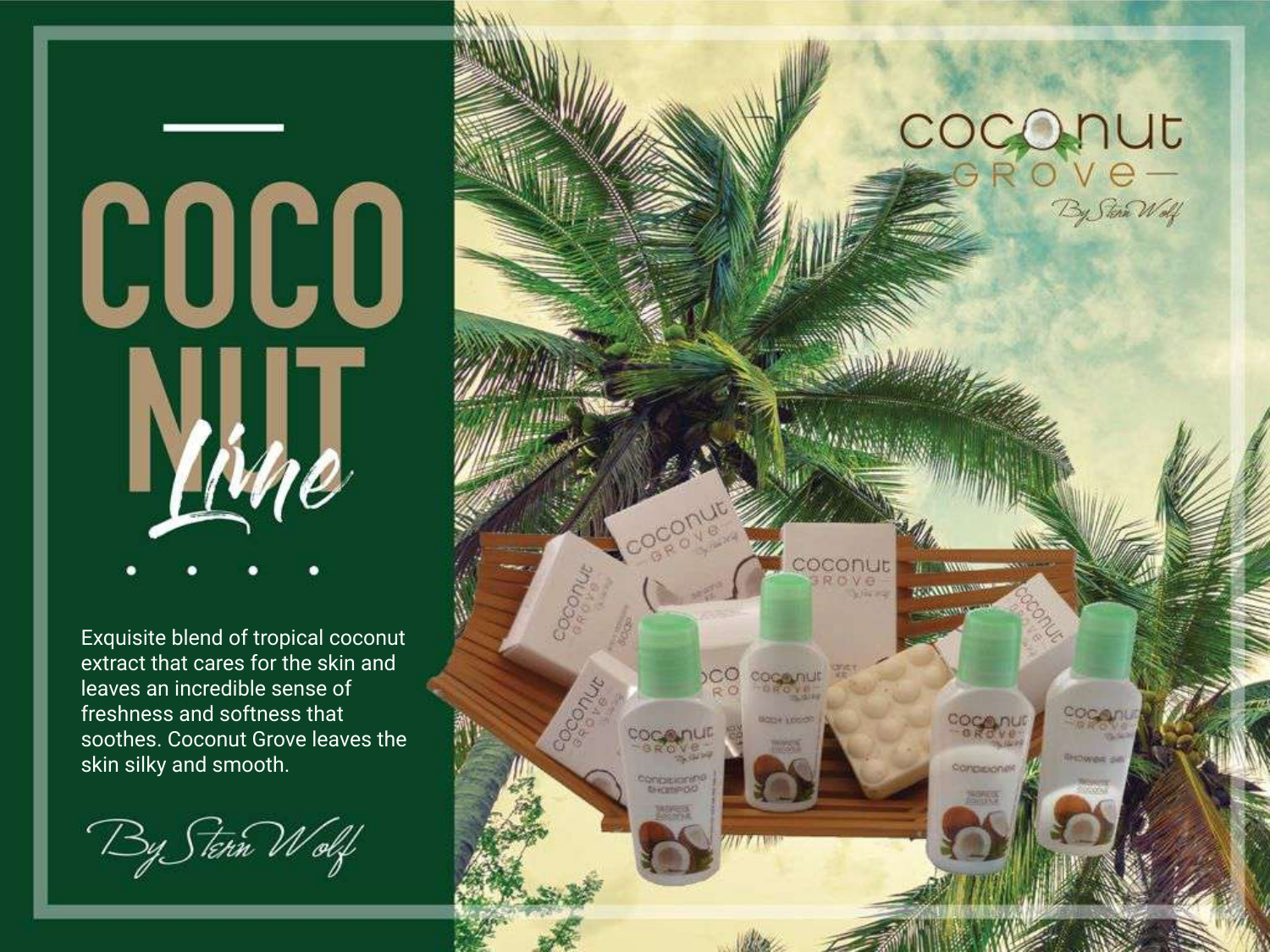# COCONUT *Line*

Exquisite blend of tropical coconut extract that cares for the skin and leaves an incredible sense of freshness and softness that soothes. Coconut Grove leaves the skin silky and smooth.

*By Stern Wolf*

coconut GROVE By Stern Wolf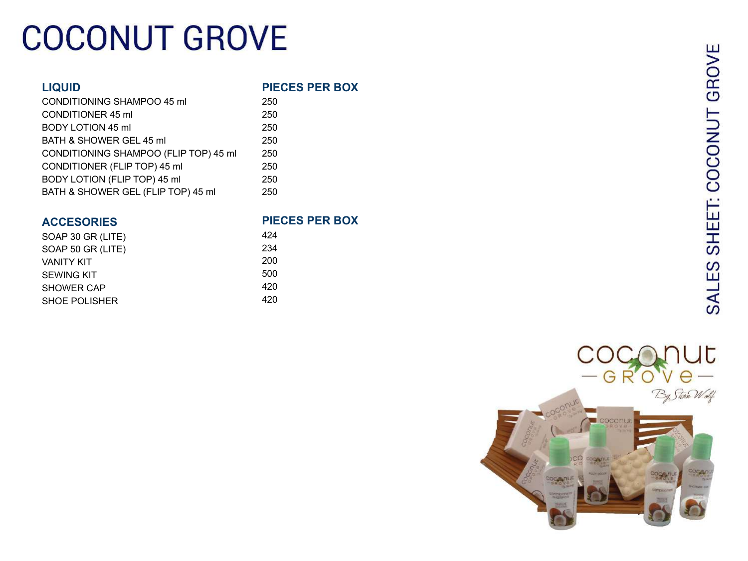# COCONUT GROVE

SALES SHEET: COCONUT GROVE

| LIQUID | PIECES PER BOX |
| --- | --- |
| CONDITIONING SHAMPOO 45 ml | 250 |
| CONDITIONER 45 ml | 250 |
| BODY LOTION 45 ml | 250 |
| BATH & SHOWER GEL 45 ml | 250 |
| CONDITIONING SHAMPOO (FLIP TOP) 45 ml | 250 |
| CONDITIONER (FLIP TOP) 45 ml | 250 |
| BODY LOTION (FLIP TOP) 45 ml | 250 |
| BATH & SHOWER GEL (FLIP TOP) 45 ml | 250 |

| ACCESORIES | PIECES PER BOX |
| --- | --- |
| SOAP 30 GR (LITE) | 424 |
| SOAP 50 GR (LITE) | 234 |
| VANITY KIT | 200 |
| SEWING KIT | 500 |
| SHOWER CAP | 420 |
| SHOE POLISHER | 420 |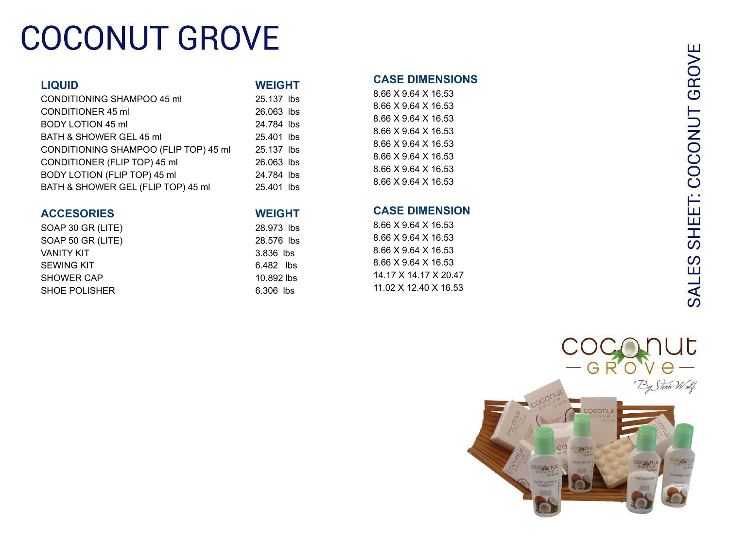# COCONUT GROVE

| LIQUID | WEIGHT | CASE DIMENSIONS |
| --- | --- | --- |
| CONDITIONING SHAMPOO 45 ml | 25.137 lbs | 8.66 X 9.64 X 16.53 |
| CONDITIONER 45 ml | 26.063 lbs | 8.66 X 9.64 X 16.53 |
| BODY LOTION 45 ml | 24.784 lbs | 8.66 X 9.64 X 16.53 |
| BATH & SHOWER GEL 45 ml | 25.401 lbs | 8.66 X 9.64 X 16.53 |
| CONDITIONING SHAMPOO (FLIP TOP) 45 ml | 25.137 lbs | 8.66 X 9.64 X 16.53 |
| CONDITIONER (FLIP TOP) 45 ml | 26.063 lbs | 8.66 X 9.64 X 16.53 |
| BODY LOTION (FLIP TOP) 45 ml | 24.784 lbs | 8.66 X 9.64 X 16.53 |
| BATH & SHOWER GEL (FLIP TOP) 45 ml | 25.401 lbs | 8.66 X 9.64 X 16.53 |

| ACCESORIES | WEIGHT | CASE DIMENSION |
| --- | --- | --- |
| SOAP 30 GR (LITE) | 28.973 lbs | 8.66 X 9.64 X 16.53 |
| SOAP 50 GR (LITE) | 28.576 lbs | 8.66 X 9.64 X 16.53 |
| VANITY KIT | 3.836 lbs | 8.66 X 9.64 X 16.53 |
| SEWING KIT | 6.482 lbs | 8.66 X 9.64 X 16.53 |
| SHOWER CAP | 10.892 lbs | 14.17 X 14.17 X 20.47 |
| SHOE POLISHER | 6.306 lbs | 11.02 X 12.40 X 16.53 |

SALES SHEET: COCONUT GROVE

coconut
— GROVE —
By Stern Wolff